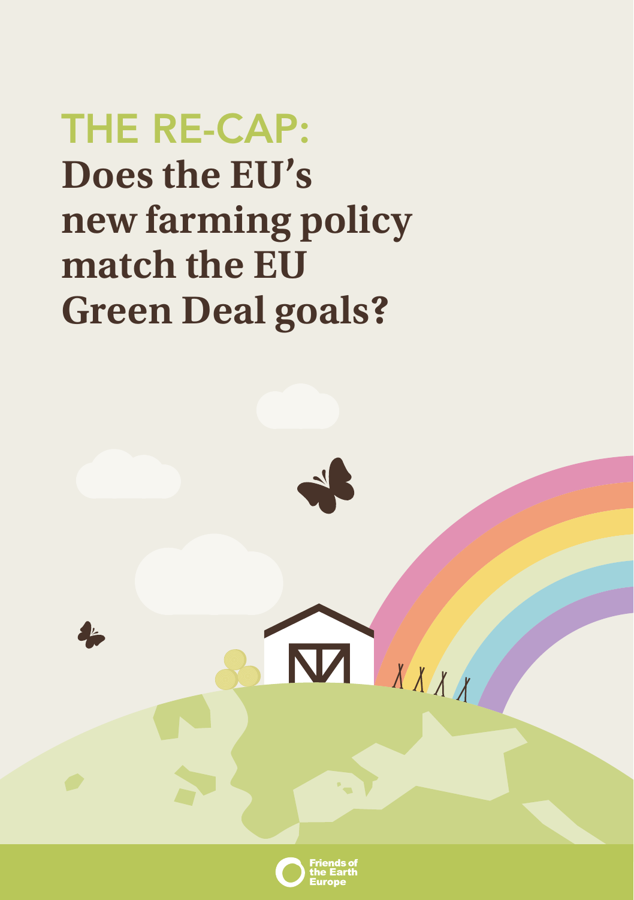# THE RE-CAP: Does the EU's new farming policy match the EU Green Deal goals?

Friends of the Earth Europe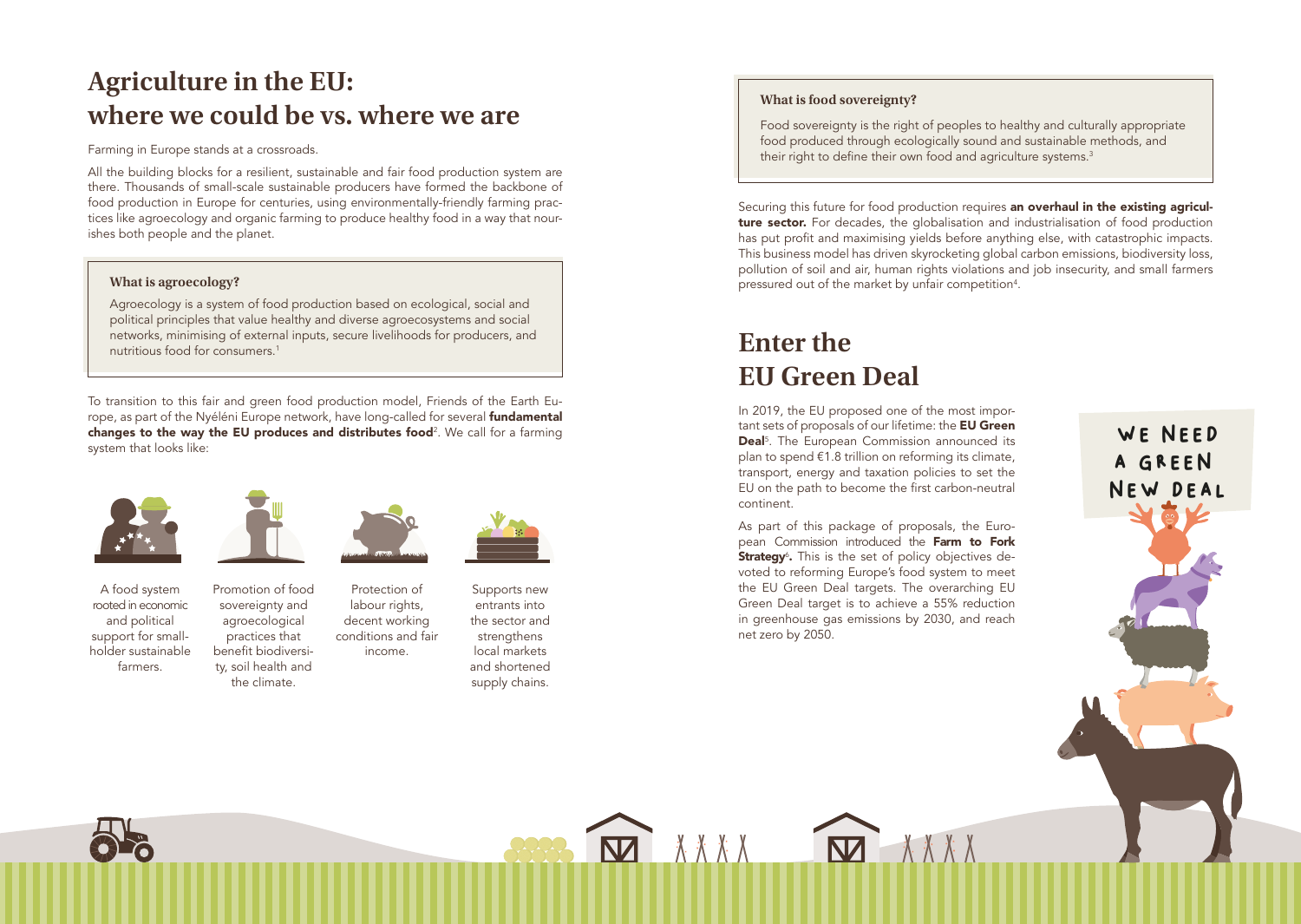# Agriculture in the EU: where we could be vs. where we are

Farming in Europe stands at a crossroads.

All the building blocks for a resilient, sustainable and fair food production system are there. Thousands of small-scale sustainable producers have formed the backbone of food production in Europe for centuries, using environmentally-friendly farming practices like agroecology and organic farming to produce healthy food in a way that nourishes both people and the planet.

> **What is agroecology?**
>
> Agroecology is a system of food production based on ecological, social and political principles that value healthy and diverse agroecosystems and social networks, minimising of external inputs, secure livelihoods for producers, and nutritious food for consumers.[1]

To transition to this fair and green food production model, Friends of the Earth Europe, as part of the Nyéléni Europe network, have long-called for several **fundamental changes to the way the EU produces and distributes food**[2]. We call for a farming system that looks like:

- A food system rooted in economic and political support for small-holder sustainable farmers.
- Promotion of food sovereignty and agroecological practices that benefit biodiversity, soil health and the climate.
- Protection of labour rights, decent working conditions and fair income.
- Supports new entrants into the sector and strengthens local markets and shortened supply chains.

> **What is food sovereignty?**
>
> Food sovereignty is the right of peoples to healthy and culturally appropriate food produced through ecologically sound and sustainable methods, and their right to define their own food and agriculture systems.[3]

Securing this future for food production requires **an overhaul in the existing agriculture sector.** For decades, the globalisation and industrialisation of food production has put profit and maximising yields before anything else, with catastrophic impacts. This business model has driven skyrocketing global carbon emissions, biodiversity loss, pollution of soil and air, human rights violations and job insecurity, and small farmers pressured out of the market by unfair competition[4].

# Enter the EU Green Deal

In 2019, the EU proposed one of the most important sets of proposals of our lifetime: the **EU Green Deal**[5]. The European Commission announced its plan to spend €1.8 trillion on reforming its climate, transport, energy and taxation policies to set the EU on the path to become the first carbon-neutral continent.

As part of this package of proposals, the European Commission introduced the **Farm to Fork Strategy**[6]**.** This is the set of policy objectives devoted to reforming Europe's food system to meet the EU Green Deal targets. The overarching EU Green Deal target is to achieve a 55% reduction in greenhouse gas emissions by 2030, and reach net zero by 2050.

WE NEED A GREEN NEW DEAL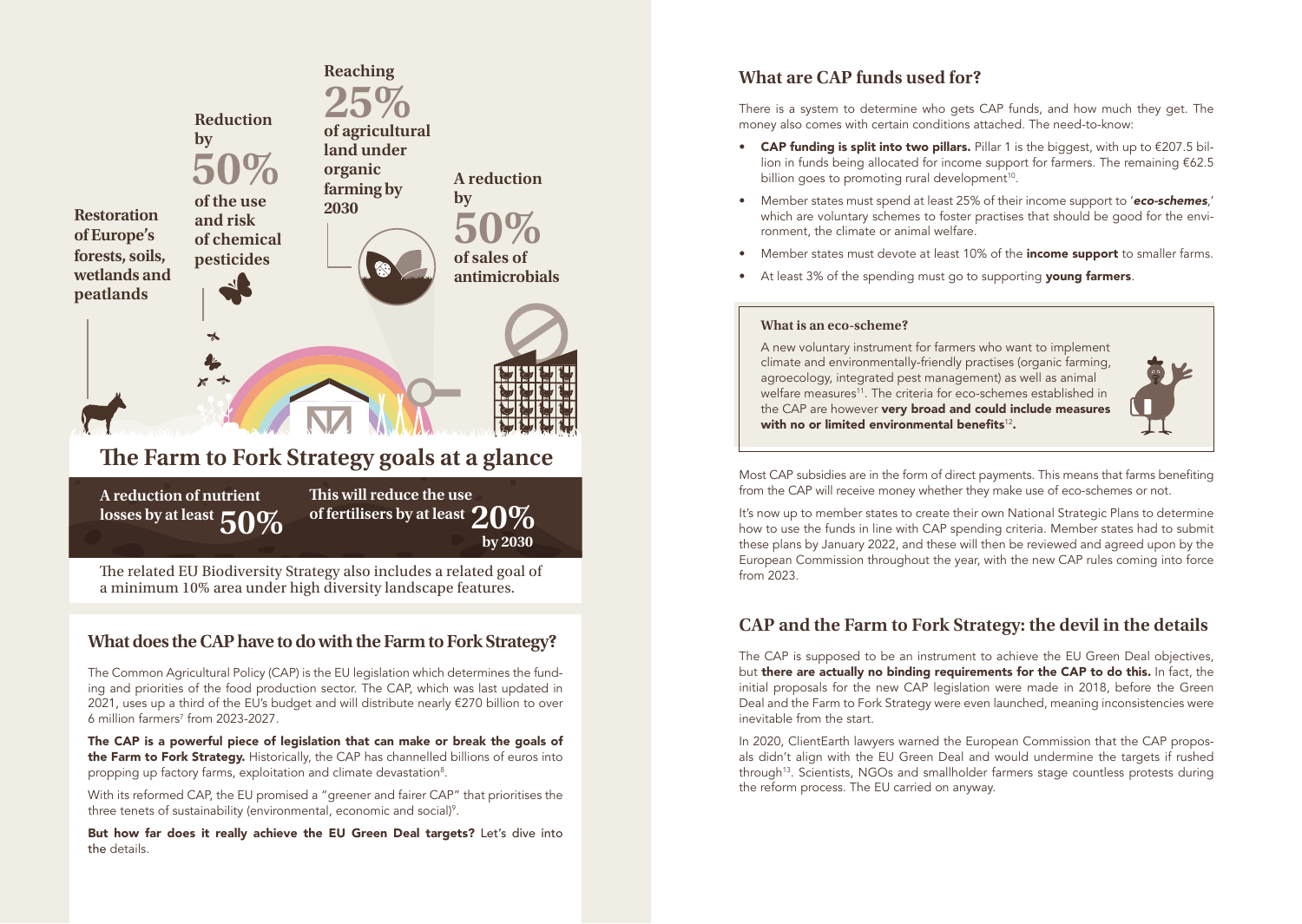Restoration of Europe's forests, soils, wetlands and peatlands

Reduction by **50%** of the use and risk of chemical pesticides

Reaching **25%** of agricultural land under organic farming by 2030

A reduction by **50%** of sales of antimicrobials

## The Farm to Fork Strategy goals at a glance

A reduction of nutrient losses by at least **50%**

This will reduce the use of fertilisers by at least **20%** by 2030

The related EU Biodiversity Strategy also includes a related goal of a minimum 10% area under high diversity landscape features.

## What does the CAP have to do with the Farm to Fork Strategy?

The Common Agricultural Policy (CAP) is the EU legislation which determines the funding and priorities of the food production sector. The CAP, which was last updated in 2021, uses up a third of the EU's budget and will distribute nearly €270 billion to over 6 million farmers[7] from 2023-2027.

**The CAP is a powerful piece of legislation that can make or break the goals of the Farm to Fork Strategy.** Historically, the CAP has channelled billions of euros into propping up factory farms, exploitation and climate devastation[8].

With its reformed CAP, the EU promised a "greener and fairer CAP" that prioritises the three tenets of sustainability (environmental, economic and social)[9].

**But how far does it really achieve the EU Green Deal targets?** Let's dive into the details.

## What are CAP funds used for?

There is a system to determine who gets CAP funds, and how much they get. The money also comes with certain conditions attached. The need-to-know:

- **CAP funding is split into two pillars.** Pillar 1 is the biggest, with up to €207.5 billion in funds being allocated for income support for farmers. The remaining €62.5 billion goes to promoting rural development[10].
- Member states must spend at least 25% of their income support to '***eco-schemes***,' which are voluntary schemes to foster practises that should be good for the environment, the climate or animal welfare.
- Member states must devote at least 10% of the **income support** to smaller farms.
- At least 3% of the spending must go to supporting **young farmers**.

### What is an eco-scheme?

A new voluntary instrument for farmers who want to implement climate and environmentally-friendly practises (organic farming, agroecology, integrated pest management) as well as animal welfare measures[11]. The criteria for eco-schemes established in the CAP are however **very broad and could include measures with no or limited environmental benefits**[12].

Most CAP subsidies are in the form of direct payments. This means that farms benefiting from the CAP will receive money whether they make use of eco-schemes or not.

It's now up to member states to create their own National Strategic Plans to determine how to use the funds in line with CAP spending criteria. Member states had to submit these plans by January 2022, and these will then be reviewed and agreed upon by the European Commission throughout the year, with the new CAP rules coming into force from 2023.

## CAP and the Farm to Fork Strategy: the devil in the details

The CAP is supposed to be an instrument to achieve the EU Green Deal objectives, but **there are actually no binding requirements for the CAP to do this.** In fact, the initial proposals for the new CAP legislation were made in 2018, before the Green Deal and the Farm to Fork Strategy were even launched, meaning inconsistencies were inevitable from the start.

In 2020, ClientEarth lawyers warned the European Commission that the CAP proposals didn't align with the EU Green Deal and would undermine the targets if rushed through[13]. Scientists, NGOs and smallholder farmers stage countless protests during the reform process. The EU carried on anyway.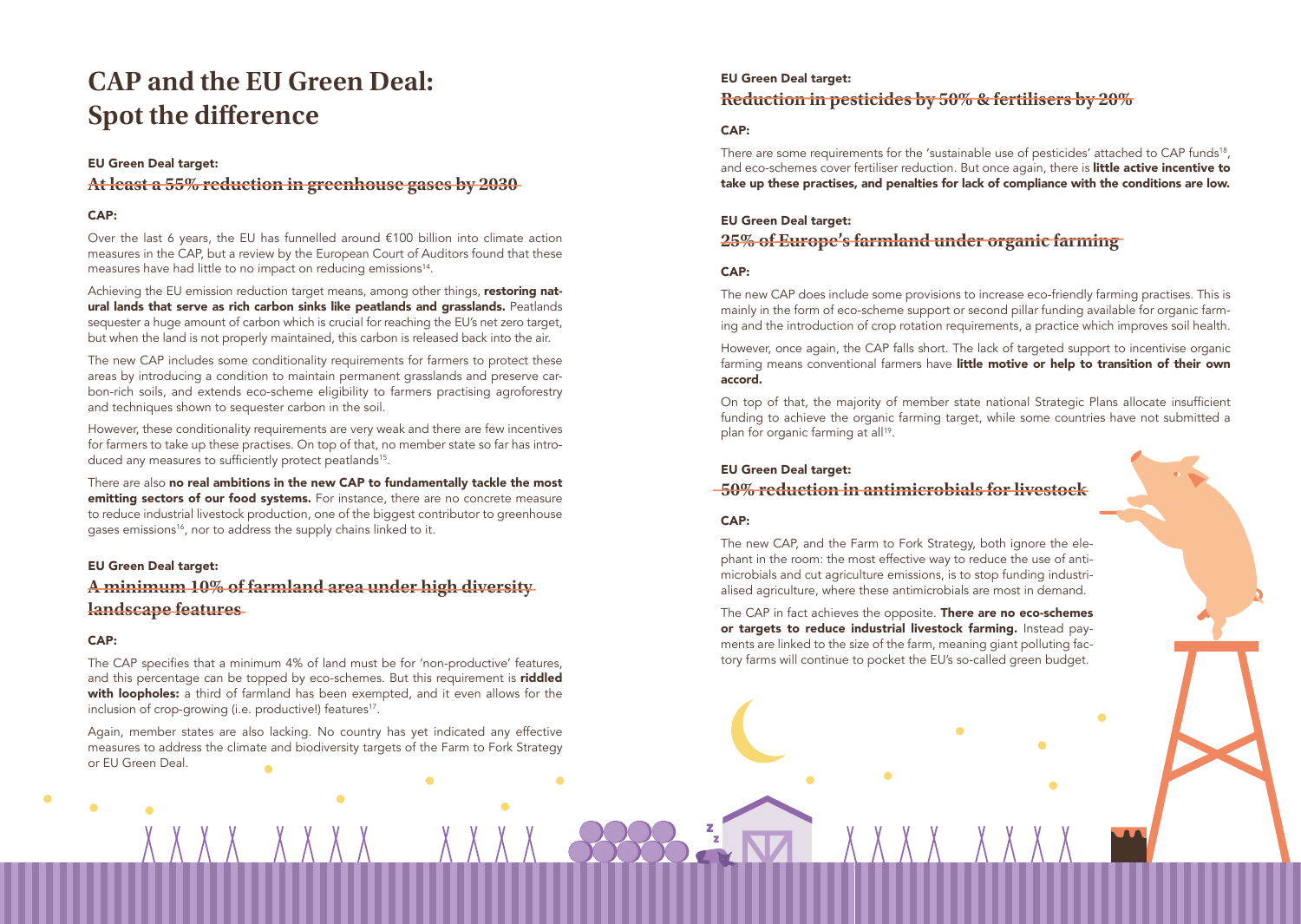# CAP and the EU Green Deal: Spot the difference

### EU Green Deal target:

## ~~At least a 55% reduction in greenhouse gases by 2030~~

### CAP:

Over the last 6 years, the EU has funnelled around €100 billion into climate action measures in the CAP, but a review by the European Court of Auditors found that these measures have had little to no impact on reducing emissions[14].

Achieving the EU emission reduction target means, among other things, **restoring natural lands that serve as rich carbon sinks like peatlands and grasslands.** Peatlands sequester a huge amount of carbon which is crucial for reaching the EU's net zero target, but when the land is not properly maintained, this carbon is released back into the air.

The new CAP includes some conditionality requirements for farmers to protect these areas by introducing a condition to maintain permanent grasslands and preserve carbon-rich soils, and extends eco-scheme eligibility to farmers practising agroforestry and techniques shown to sequester carbon in the soil.

However, these conditionality requirements are very weak and there are few incentives for farmers to take up these practises. On top of that, no member state so far has introduced any measures to sufficiently protect peatlands[15].

There are also **no real ambitions in the new CAP to fundamentally tackle the most emitting sectors of our food systems.** For instance, there are no concrete measure to reduce industrial livestock production, one of the biggest contributor to greenhouse gases emissions[16], nor to address the supply chains linked to it.

### EU Green Deal target:

## ~~A minimum 10% of farmland area under high diversity landscape features~~

### CAP:

The CAP specifies that a minimum 4% of land must be for 'non-productive' features, and this percentage can be topped by eco-schemes. But this requirement is **riddled with loopholes:** a third of farmland has been exempted, and it even allows for the inclusion of crop-growing (i.e. productive!) features[17].

Again, member states are also lacking. No country has yet indicated any effective measures to address the climate and biodiversity targets of the Farm to Fork Strategy or EU Green Deal.

### EU Green Deal target:

## ~~Reduction in pesticides by 50% & fertilisers by 20%~~

### CAP:

There are some requirements for the 'sustainable use of pesticides' attached to CAP funds[18], and eco-schemes cover fertiliser reduction. But once again, there is **little active incentive to take up these practises, and penalties for lack of compliance with the conditions are low.**

### EU Green Deal target:

## ~~25% of Europe's farmland under organic farming~~

### CAP:

The new CAP does include some provisions to increase eco-friendly farming practises. This is mainly in the form of eco-scheme support or second pillar funding available for organic farming and the introduction of crop rotation requirements, a practice which improves soil health.

However, once again, the CAP falls short. The lack of targeted support to incentivise organic farming means conventional farmers have **little motive or help to transition of their own accord.**

On top of that, the majority of member state national Strategic Plans allocate insufficient funding to achieve the organic farming target, while some countries have not submitted a plan for organic farming at all[19].

### EU Green Deal target:

## ~~50% reduction in antimicrobials for livestock~~

### CAP:

The new CAP, and the Farm to Fork Strategy, both ignore the elephant in the room: the most effective way to reduce the use of antimicrobials and cut agriculture emissions, is to stop funding industrialised agriculture, where these antimicrobials are most in demand.

The CAP in fact achieves the opposite. **There are no eco-schemes or targets to reduce industrial livestock farming.** Instead payments are linked to the size of the farm, meaning giant polluting factory farms will continue to pocket the EU's so-called green budget.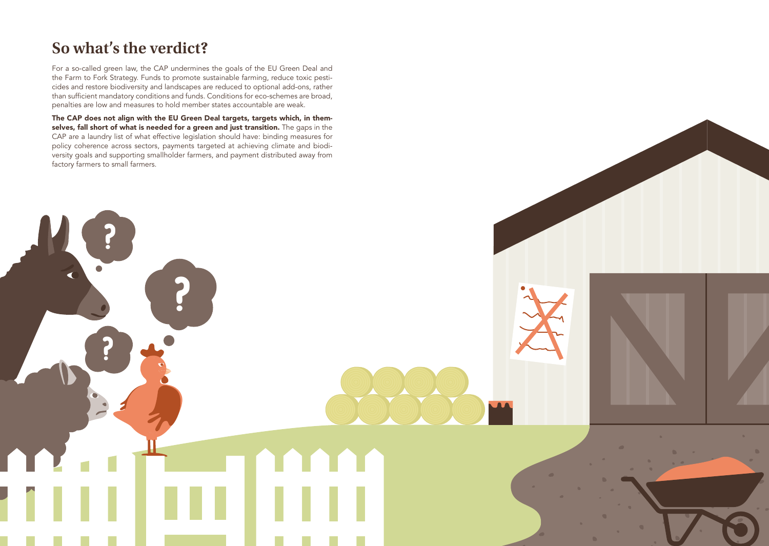## So what's the verdict?

For a so-called green law, the CAP undermines the goals of the EU Green Deal and the Farm to Fork Strategy. Funds to promote sustainable farming, reduce toxic pesticides and restore biodiversity and landscapes are reduced to optional add-ons, rather than sufficient mandatory conditions and funds. Conditions for eco-schemes are broad, penalties are low and measures to hold member states accountable are weak.

**The CAP does not align with the EU Green Deal targets, targets which, in themselves, fall short of what is needed for a green and just transition.** The gaps in the CAP are a laundry list of what effective legislation should have: binding measures for policy coherence across sectors, payments targeted at achieving climate and biodiversity goals and supporting smallholder farmers, and payment distributed away from factory farmers to small farmers.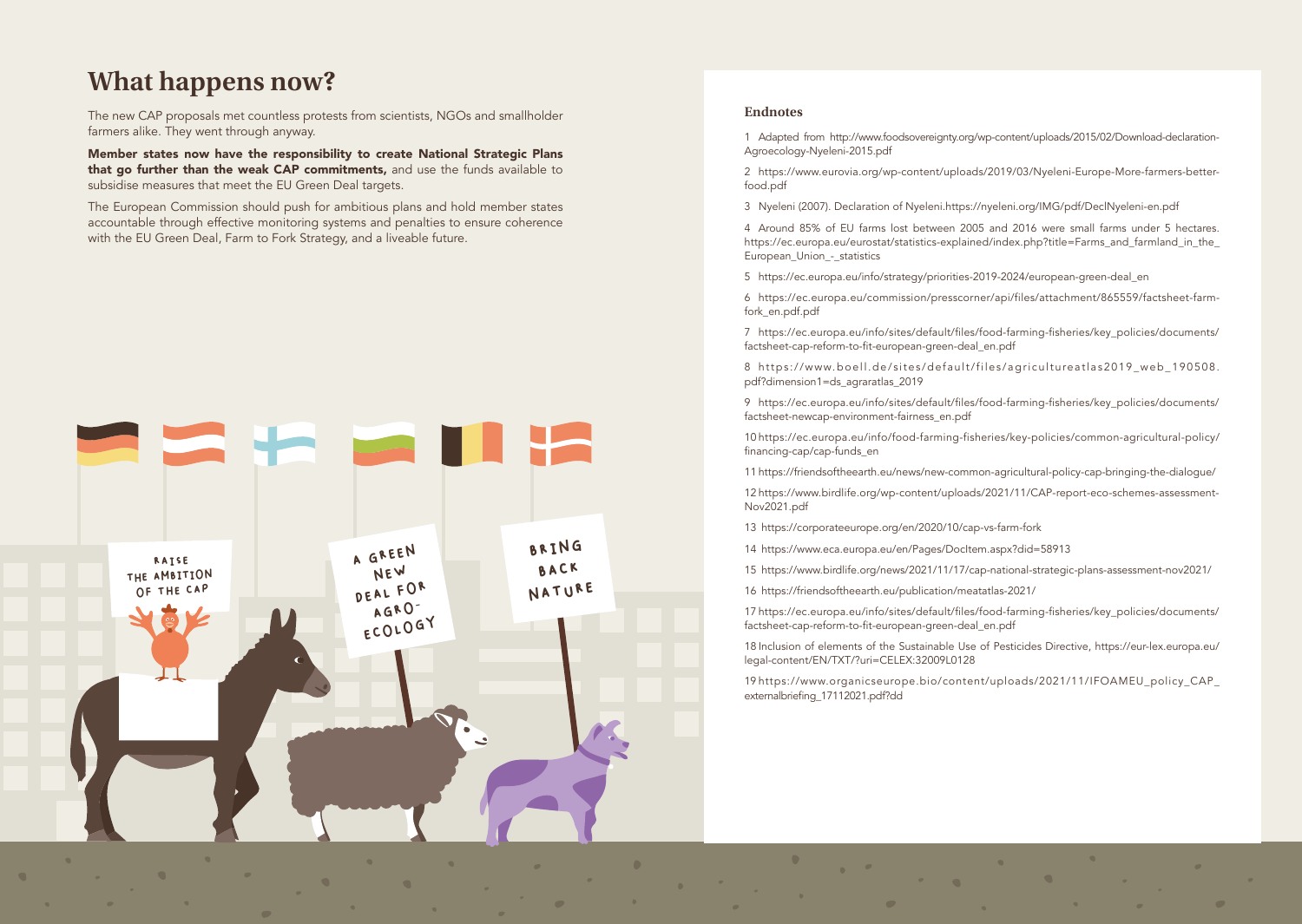# What happens now?

The new CAP proposals met countless protests from scientists, NGOs and smallholder farmers alike. They went through anyway.

**Member states now have the responsibility to create National Strategic Plans that go further than the weak CAP commitments,** and use the funds available to subsidise measures that meet the EU Green Deal targets.

The European Commission should push for ambitious plans and hold member states accountable through effective monitoring systems and penalties to ensure coherence with the EU Green Deal, Farm to Fork Strategy, and a liveable future.

## Endnotes

1 Adapted from http://www.foodsovereignty.org/wp-content/uploads/2015/02/Download-declaration-Agroecology-Nyeleni-2015.pdf

2 https://www.eurovia.org/wp-content/uploads/2019/03/Nyeleni-Europe-More-farmers-better-food.pdf

3 Nyeleni (2007). Declaration of Nyeleni.https://nyeleni.org/IMG/pdf/DeclNyeleni-en.pdf

4 Around 85% of EU farms lost between 2005 and 2016 were small farms under 5 hectares. https://ec.europa.eu/eurostat/statistics-explained/index.php?title=Farms_and_farmland_in_the_European_Union_-_statistics

5 https://ec.europa.eu/info/strategy/priorities-2019-2024/european-green-deal_en

6 https://ec.europa.eu/commission/presscorner/api/files/attachment/865559/factsheet-farm-fork_en.pdf.pdf

7 https://ec.europa.eu/info/sites/default/files/food-farming-fisheries/key_policies/documents/factsheet-cap-reform-to-fit-european-green-deal_en.pdf

8 https://www.boell.de/sites/default/files/agricultureatlas2019_web_190508.pdf?dimension1=ds_agraratlas_2019

9 https://ec.europa.eu/info/sites/default/files/food-farming-fisheries/key_policies/documents/factsheet-newcap-environment-fairness_en.pdf

10 https://ec.europa.eu/info/food-farming-fisheries/key-policies/common-agricultural-policy/financing-cap/cap-funds_en

11 https://friendsoftheearth.eu/news/new-common-agricultural-policy-cap-bringing-the-dialogue/

12 https://www.birdlife.org/wp-content/uploads/2021/11/CAP-report-eco-schemes-assessment-Nov2021.pdf

13 https://corporateeurope.org/en/2020/10/cap-vs-farm-fork

14 https://www.eca.europa.eu/en/Pages/DocItem.aspx?did=58913

15 https://www.birdlife.org/news/2021/11/17/cap-national-strategic-plans-assessment-nov2021/

16 https://friendsoftheearth.eu/publication/meatatlas-2021/

17 https://ec.europa.eu/info/sites/default/files/food-farming-fisheries/key_policies/documents/factsheet-cap-reform-to-fit-european-green-deal_en.pdf

18 Inclusion of elements of the Sustainable Use of Pesticides Directive, https://eur-lex.europa.eu/legal-content/EN/TXT/?uri=CELEX:32009L0128

19 https://www.organicseurope.bio/content/uploads/2021/11/IFOAMEU_policy_CAP_externalbriefing_17112021.pdf?dd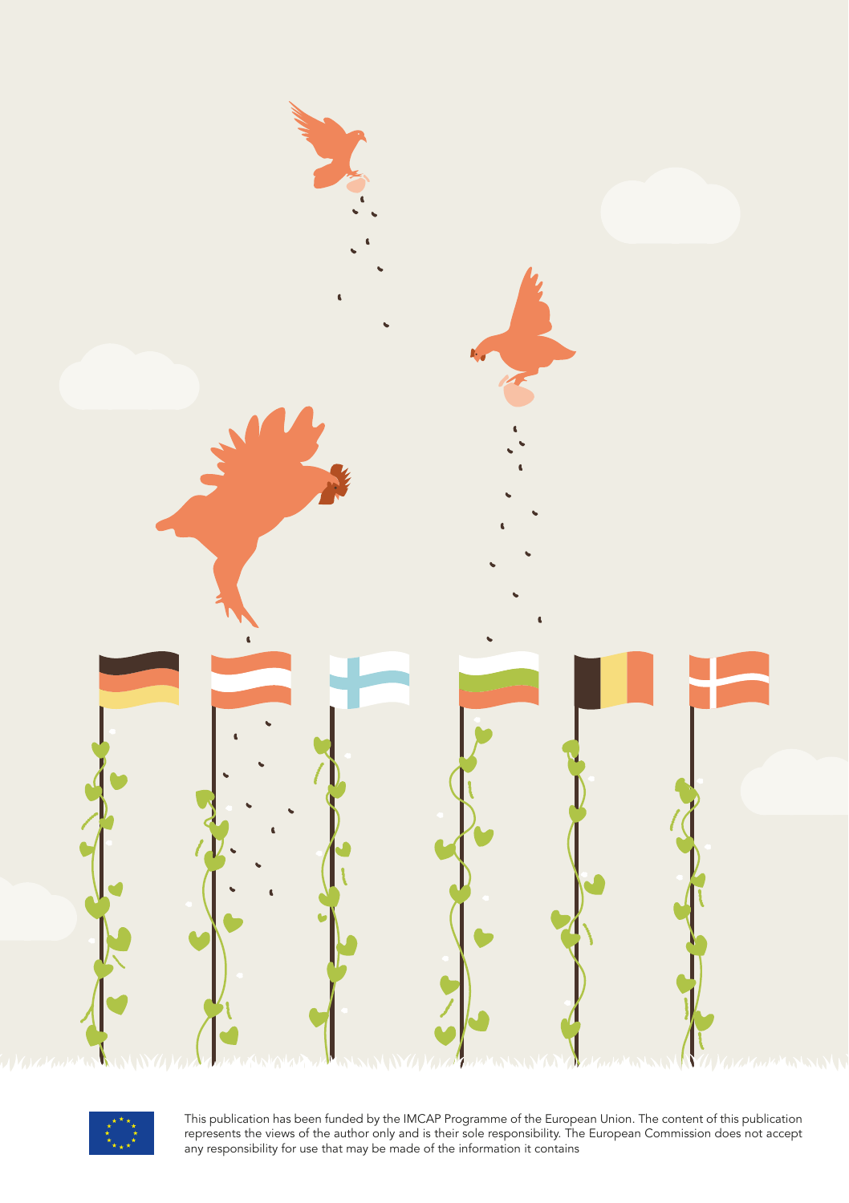This publication has been funded by the IMCAP Programme of the European Union. The content of this publication represents the views of the author only and is their sole responsibility. The European Commission does not accept any responsibility for use that may be made of the information it contains